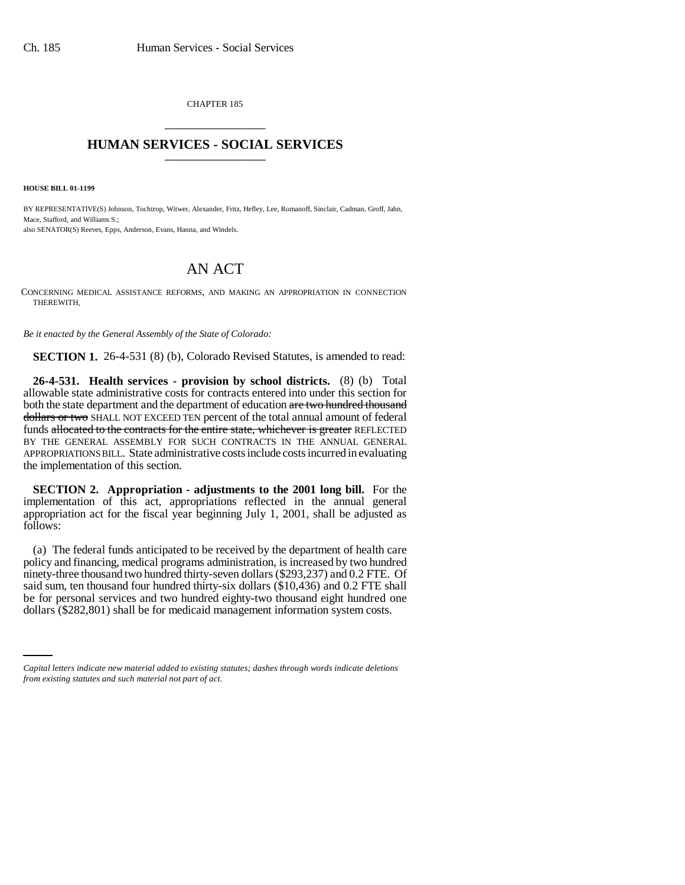CHAPTER 185

# HUMAN SERVICES - SOCIAL SERVICES

**HOUSE BILL 01-1199**

BY REPRESENTATIVE(S) Johnson, Tochtrop, Witwer, Alexander, Fritz, Hefley, Lee, Romanoff, Sinclair, Cadman, Groff, Jahn, Mace, Stafford, and Williams S.;
also SENATOR(S) Reeves, Epps, Anderson, Evans, Hanna, and Windels.

# AN ACT

CONCERNING MEDICAL ASSISTANCE REFORMS, AND MAKING AN APPROPRIATION IN CONNECTION THEREWITH.

*Be it enacted by the General Assembly of the State of Colorado:*

**SECTION 1.** 26-4-531 (8) (b), Colorado Revised Statutes, is amended to read:

**26-4-531. Health services - provision by school districts.** (8) (b) Total allowable state administrative costs for contracts entered into under this section for both the state department and the department of education ~~are two hundred thousand dollars or two~~ SHALL NOT EXCEED TEN percent of the total annual amount of federal funds ~~allocated to the contracts for the entire state, whichever is greater~~ REFLECTED BY THE GENERAL ASSEMBLY FOR SUCH CONTRACTS IN THE ANNUAL GENERAL APPROPRIATIONS BILL. State administrative costs include costs incurred in evaluating the implementation of this section.

**SECTION 2. Appropriation - adjustments to the 2001 long bill.** For the implementation of this act, appropriations reflected in the annual general appropriation act for the fiscal year beginning July 1, 2001, shall be adjusted as follows:

(a) The federal funds anticipated to be received by the department of health care policy and financing, medical programs administration, is increased by two hundred ninety-three thousand two hundred thirty-seven dollars ($293,237) and 0.2 FTE. Of said sum, ten thousand four hundred thirty-six dollars ($10,436) and 0.2 FTE shall be for personal services and two hundred eighty-two thousand eight hundred one dollars ($282,801) shall be for medicaid management information system costs.

*Capital letters indicate new material added to existing statutes; dashes through words indicate deletions from existing statutes and such material not part of act.*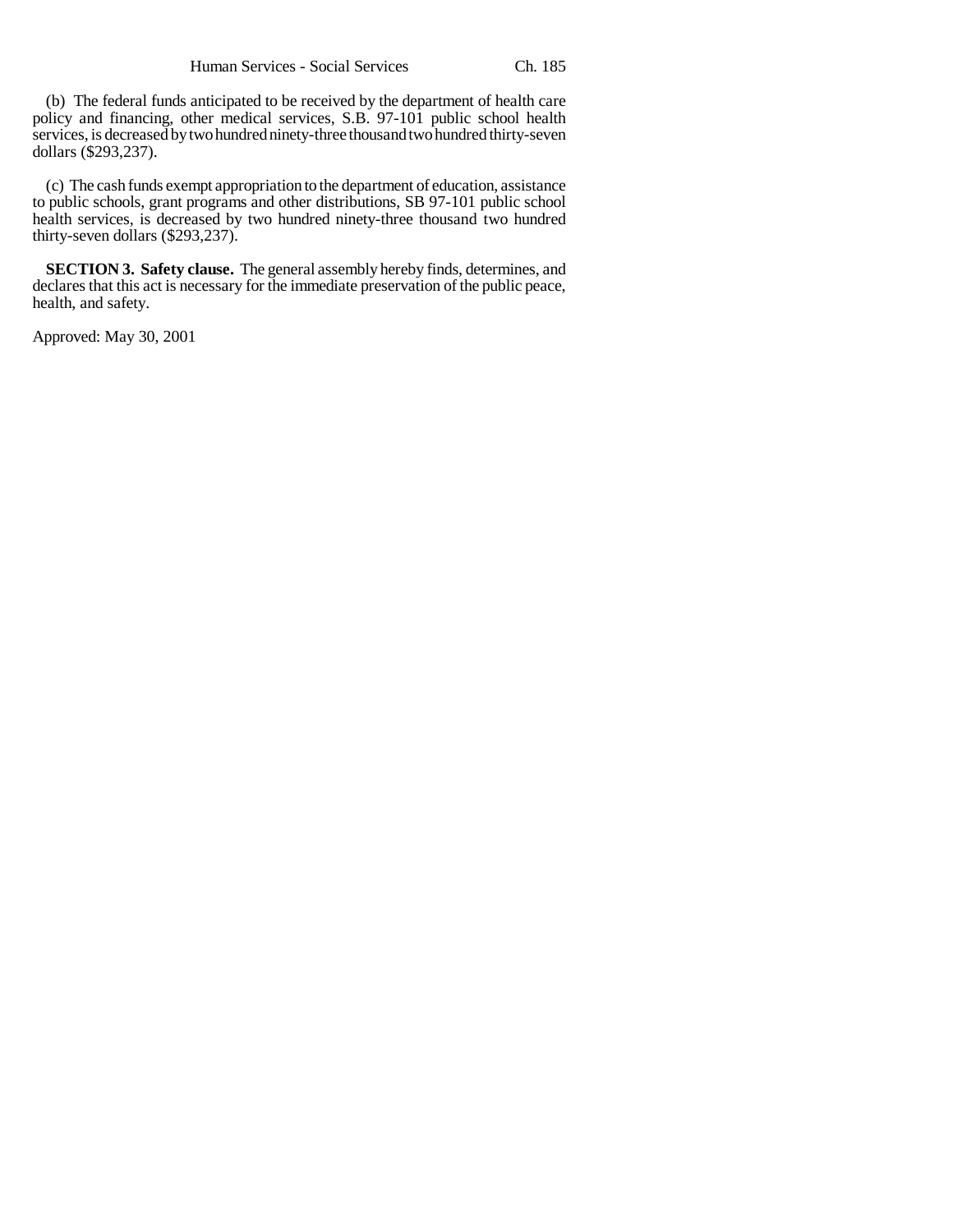(b) The federal funds anticipated to be received by the department of health care policy and financing, other medical services, S.B. 97-101 public school health services, is decreased by two hundred ninety-three thousand two hundred thirty-seven dollars ($293,237).

(c) The cash funds exempt appropriation to the department of education, assistance to public schools, grant programs and other distributions, SB 97-101 public school health services, is decreased by two hundred ninety-three thousand two hundred thirty-seven dollars ($293,237).

**SECTION 3. Safety clause.** The general assembly hereby finds, determines, and declares that this act is necessary for the immediate preservation of the public peace, health, and safety.

Approved: May 30, 2001